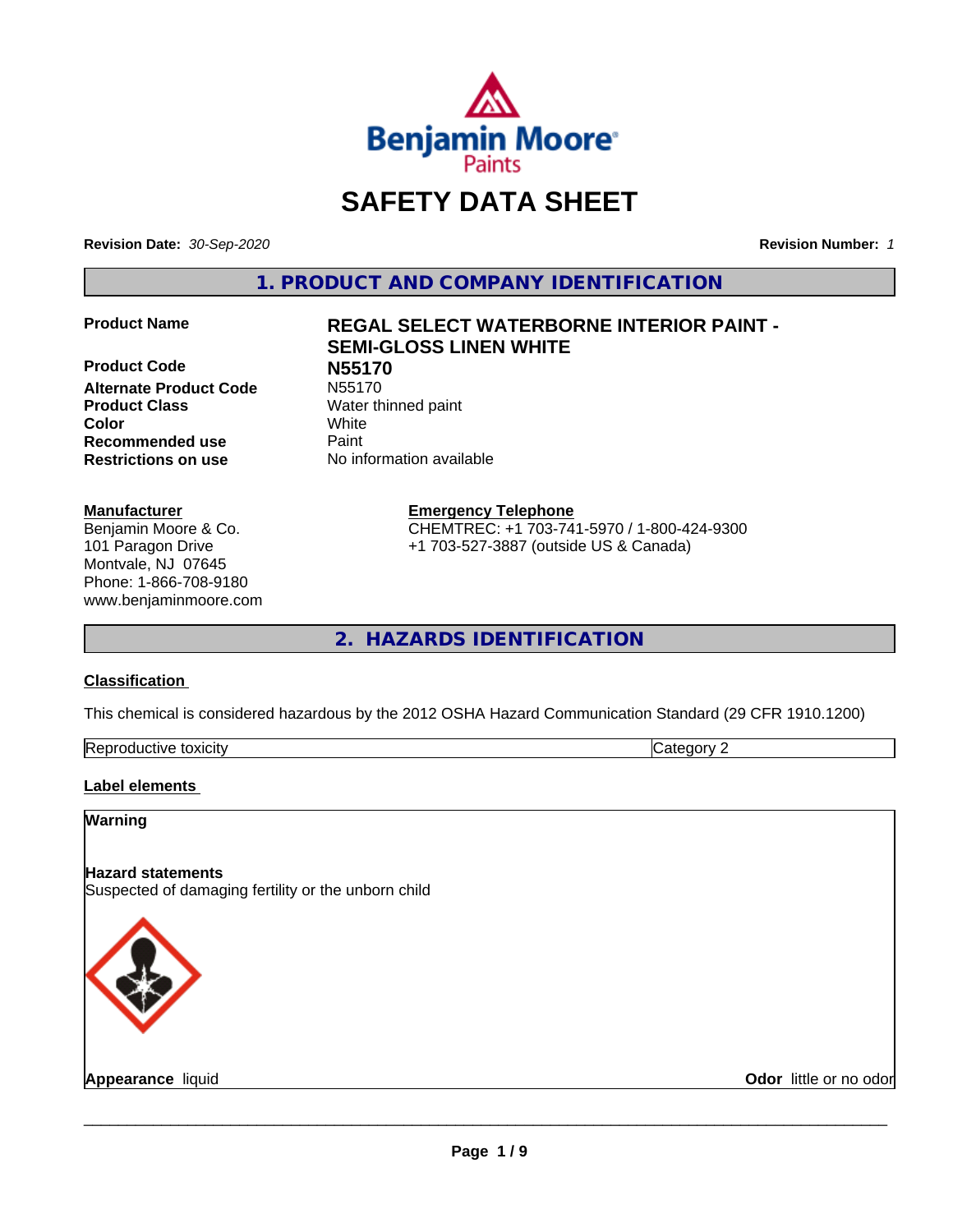Benjamin Moore Paints

# SAFETY DATA SHEET

**Revision Date:** *30-Sep-2020* **Revision Number:** *1*

## 1. PRODUCT AND COMPANY IDENTIFICATION

| | |
|---|---|
| **Product Name** | **REGAL SELECT WATERBORNE INTERIOR PAINT - SEMI-GLOSS LINEN WHITE** |
| **Product Code** | **N55170** |
| **Alternate Product Code** | N55170 |
| **Product Class** | Water thinned paint |
| **Color** | White |
| **Recommended use** | Paint |
| **Restrictions on use** | No information available |

**Manufacturer**
Benjamin Moore & Co.
101 Paragon Drive
Montvale, NJ 07645
Phone: 1-866-708-9180
www.benjaminmoore.com

**Emergency Telephone**
CHEMTREC: +1 703-741-5970 / 1-800-424-9300
+1 703-527-3887 (outside US & Canada)

## 2. HAZARDS IDENTIFICATION

**Classification**

This chemical is considered hazardous by the 2012 OSHA Hazard Communication Standard (29 CFR 1910.1200)

| | |
|---|---|
| Reproductive toxicity | Category 2 |

**Label elements**

**Warning**

**Hazard statements**
Suspected of damaging fertility or the unborn child

**Appearance** liquid **Odor** little or no odor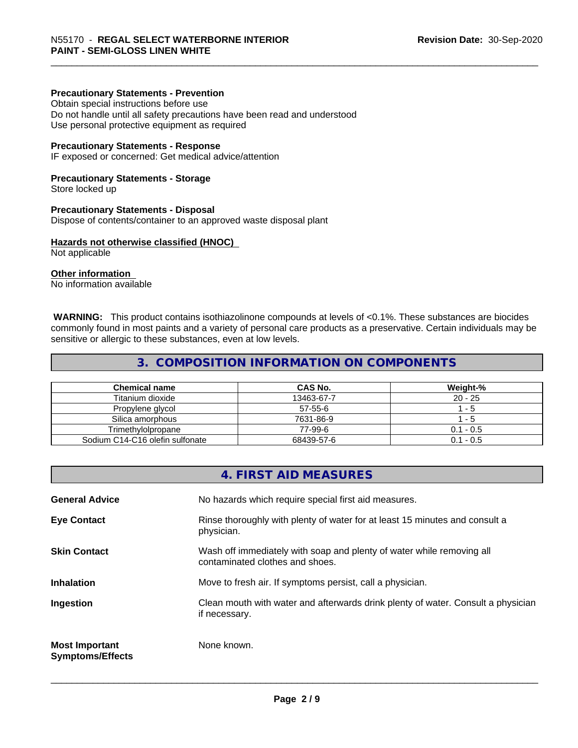**Precautionary Statements - Prevention**
Obtain special instructions before use
Do not handle until all safety precautions have been read and understood
Use personal protective equipment as required

**Precautionary Statements - Response**
IF exposed or concerned: Get medical advice/attention

**Precautionary Statements - Storage**
Store locked up

**Precautionary Statements - Disposal**
Dispose of contents/container to an approved waste disposal plant

**Hazards not otherwise classified (HNOC)**
Not applicable

**Other information**
No information available

**WARNING:** This product contains isothiazolinone compounds at levels of <0.1%. These substances are biocides commonly found in most paints and a variety of personal care products as a preservative. Certain individuals may be sensitive or allergic to these substances, even at low levels.

## 3. COMPOSITION INFORMATION ON COMPONENTS

| Chemical name | CAS No. | Weight-% |
|---|---|---|
| Titanium dioxide | 13463-67-7 | 20 - 25 |
| Propylene glycol | 57-55-6 | 1 - 5 |
| Silica amorphous | 7631-86-9 | 1 - 5 |
| Trimethylolpropane | 77-99-6 | 0.1 - 0.5 |
| Sodium C14-C16 olefin sulfonate | 68439-57-6 | 0.1 - 0.5 |

## 4. FIRST AID MEASURES

**General Advice** — No hazards which require special first aid measures.

**Eye Contact** — Rinse thoroughly with plenty of water for at least 15 minutes and consult a physician.

**Skin Contact** — Wash off immediately with soap and plenty of water while removing all contaminated clothes and shoes.

**Inhalation** — Move to fresh air. If symptoms persist, call a physician.

**Ingestion** — Clean mouth with water and afterwards drink plenty of water. Consult a physician if necessary.

**Most Important Symptoms/Effects** — None known.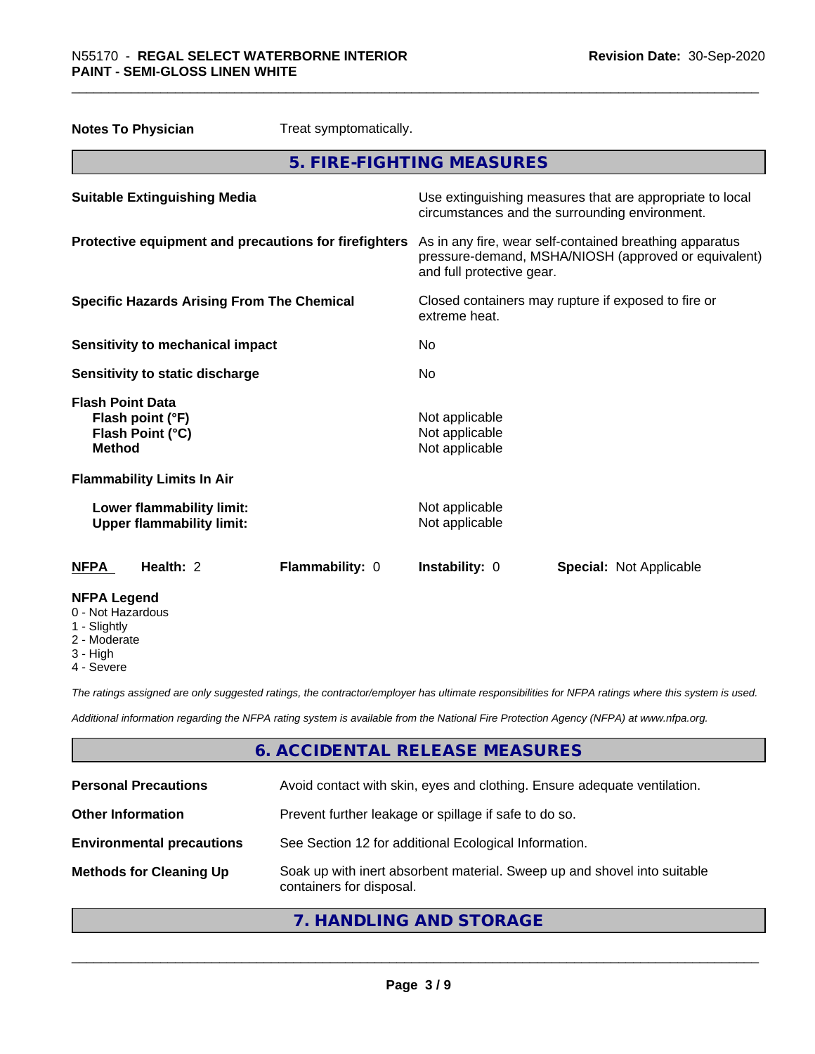**Notes To Physician** Treat symptomatically.

## 5. FIRE-FIGHTING MEASURES

| | |
|---|---|
| **Suitable Extinguishing Media** | Use extinguishing measures that are appropriate to local circumstances and the surrounding environment. |
| **Protective equipment and precautions for firefighters** | As in any fire, wear self-contained breathing apparatus pressure-demand, MSHA/NIOSH (approved or equivalent) and full protective gear. |
| **Specific Hazards Arising From The Chemical** | Closed containers may rupture if exposed to fire or extreme heat. |
| **Sensitivity to mechanical impact** | No |
| **Sensitivity to static discharge** | No |
| **Flash Point Data** | |
| **Flash point (°F)** | Not applicable |
| **Flash Point (°C)** | Not applicable |
| **Method** | Not applicable |
| **Flammability Limits In Air** | |
| **Lower flammability limit:** | Not applicable |
| **Upper flammability limit:** | Not applicable |

| **NFPA** | **Health:** 2 | **Flammability:** 0 | **Instability:** 0 | **Special:** Not Applicable |
|---|---|---|---|---|

**NFPA Legend**
- 0 - Not Hazardous
- 1 - Slightly
- 2 - Moderate
- 3 - High
- 4 - Severe

*The ratings assigned are only suggested ratings, the contractor/employer has ultimate responsibilities for NFPA ratings where this system is used.*

*Additional information regarding the NFPA rating system is available from the National Fire Protection Agency (NFPA) at www.nfpa.org.*

## 6. ACCIDENTAL RELEASE MEASURES

| | |
|---|---|
| **Personal Precautions** | Avoid contact with skin, eyes and clothing. Ensure adequate ventilation. |
| **Other Information** | Prevent further leakage or spillage if safe to do so. |
| **Environmental precautions** | See Section 12 for additional Ecological Information. |
| **Methods for Cleaning Up** | Soak up with inert absorbent material. Sweep up and shovel into suitable containers for disposal. |

## 7. HANDLING AND STORAGE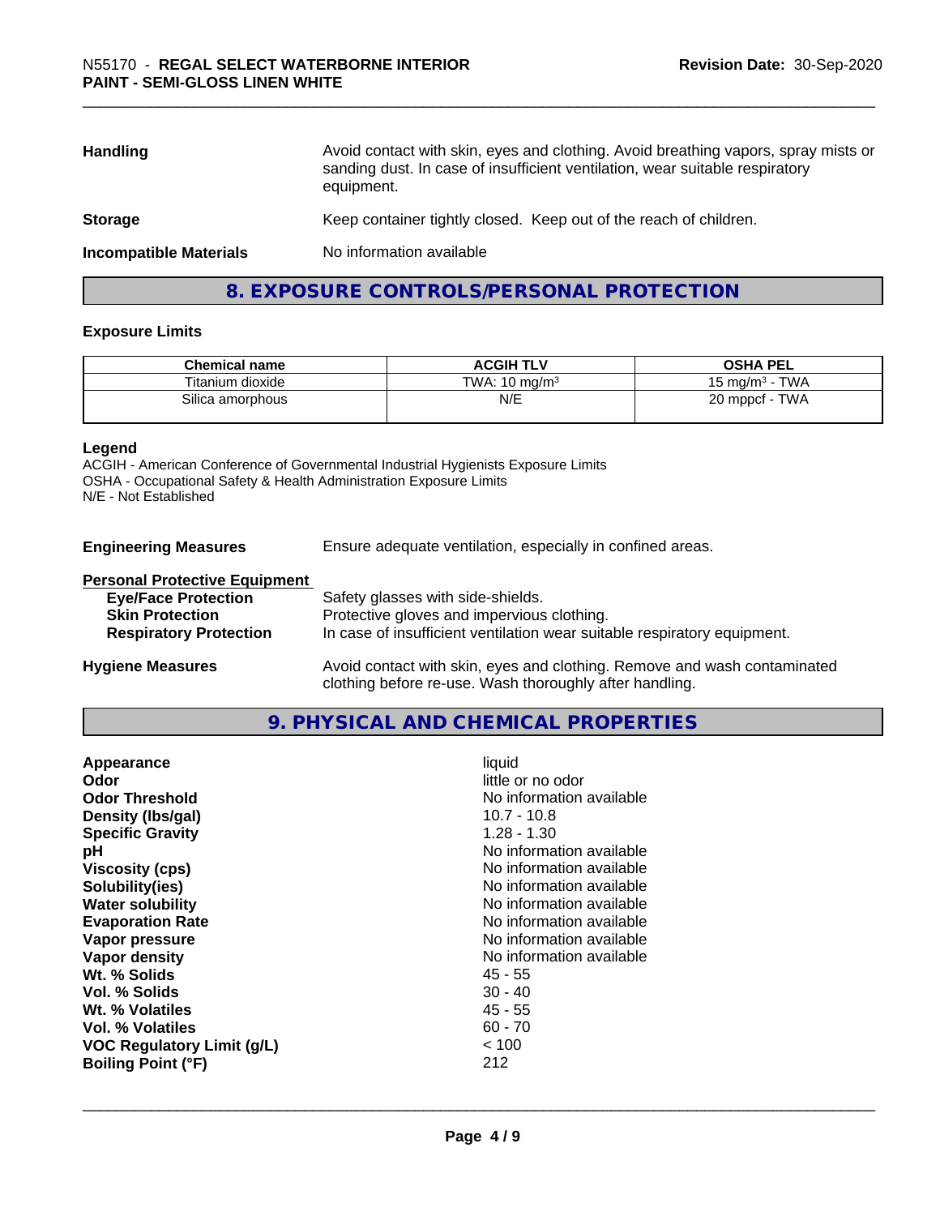| | |
|---|---|
| **Handling** | Avoid contact with skin, eyes and clothing. Avoid breathing vapors, spray mists or sanding dust. In case of insufficient ventilation, wear suitable respiratory equipment. |
| **Storage** | Keep container tightly closed. Keep out of the reach of children. |
| **Incompatible Materials** | No information available |

## 8. EXPOSURE CONTROLS/PERSONAL PROTECTION

### Exposure Limits

| Chemical name | ACGIH TLV | OSHA PEL |
|---|---|---|
| Titanium dioxide | TWA: 10 mg/m$^3$ | 15 mg/m$^3$ - TWA |
| Silica amorphous | N/E | 20 mppcf - TWA |

**Legend**
ACGIH - American Conference of Governmental Industrial Hygienists Exposure Limits
OSHA - Occupational Safety & Health Administration Exposure Limits
N/E - Not Established

**Engineering Measures** Ensure adequate ventilation, especially in confined areas.

**Personal Protective Equipment**

- **Eye/Face Protection** Safety glasses with side-shields.
- **Skin Protection** Protective gloves and impervious clothing.
- **Respiratory Protection** In case of insufficient ventilation wear suitable respiratory equipment.

**Hygiene Measures** Avoid contact with skin, eyes and clothing. Remove and wash contaminated clothing before re-use. Wash thoroughly after handling.

## 9. PHYSICAL AND CHEMICAL PROPERTIES

| | |
|---|---|
| **Appearance** | liquid |
| **Odor** | little or no odor |
| **Odor Threshold** | No information available |
| **Density (lbs/gal)** | 10.7 - 10.8 |
| **Specific Gravity** | 1.28 - 1.30 |
| **pH** | No information available |
| **Viscosity (cps)** | No information available |
| **Solubility(ies)** | No information available |
| **Water solubility** | No information available |
| **Evaporation Rate** | No information available |
| **Vapor pressure** | No information available |
| **Vapor density** | No information available |
| **Wt. % Solids** | 45 - 55 |
| **Vol. % Solids** | 30 - 40 |
| **Wt. % Volatiles** | 45 - 55 |
| **Vol. % Volatiles** | 60 - 70 |
| **VOC Regulatory Limit (g/L)** | < 100 |
| **Boiling Point (°F)** | 212 |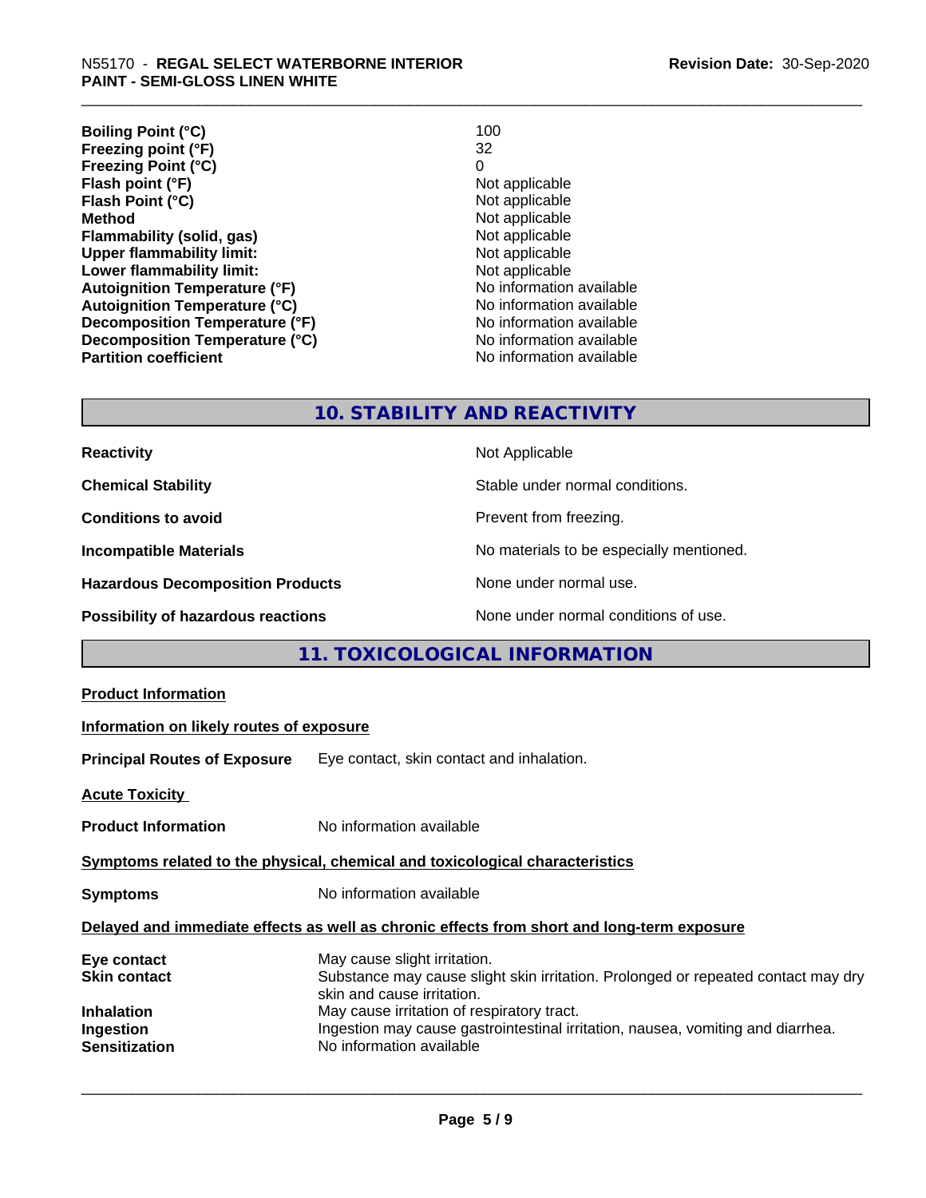| | |
|---|---|
| **Boiling Point (°C)** | 100 |
| **Freezing point (°F)** | 32 |
| **Freezing Point (°C)** | 0 |
| **Flash point (°F)** | Not applicable |
| **Flash Point (°C)** | Not applicable |
| **Method** | Not applicable |
| **Flammability (solid, gas)** | Not applicable |
| **Upper flammability limit:** | Not applicable |
| **Lower flammability limit:** | Not applicable |
| **Autoignition Temperature (°F)** | No information available |
| **Autoignition Temperature (°C)** | No information available |
| **Decomposition Temperature (°F)** | No information available |
| **Decomposition Temperature (°C)** | No information available |
| **Partition coefficient** | No information available |

## 10. STABILITY AND REACTIVITY

| | |
|---|---|
| **Reactivity** | Not Applicable |
| **Chemical Stability** | Stable under normal conditions. |
| **Conditions to avoid** | Prevent from freezing. |
| **Incompatible Materials** | No materials to be especially mentioned. |
| **Hazardous Decomposition Products** | None under normal use. |
| **Possibility of hazardous reactions** | None under normal conditions of use. |

## 11. TOXICOLOGICAL INFORMATION

**Product Information**

**Information on likely routes of exposure**

**Principal Routes of Exposure** Eye contact, skin contact and inhalation.

**Acute Toxicity**

**Product Information** No information available

**Symptoms related to the physical, chemical and toxicological characteristics**

**Symptoms** No information available

**Delayed and immediate effects as well as chronic effects from short and long-term exposure**

| | |
|---|---|
| **Eye contact** | May cause slight irritation. |
| **Skin contact** | Substance may cause slight skin irritation. Prolonged or repeated contact may dry skin and cause irritation. |
| **Inhalation** | May cause irritation of respiratory tract. |
| **Ingestion** | Ingestion may cause gastrointestinal irritation, nausea, vomiting and diarrhea. |
| **Sensitization** | No information available |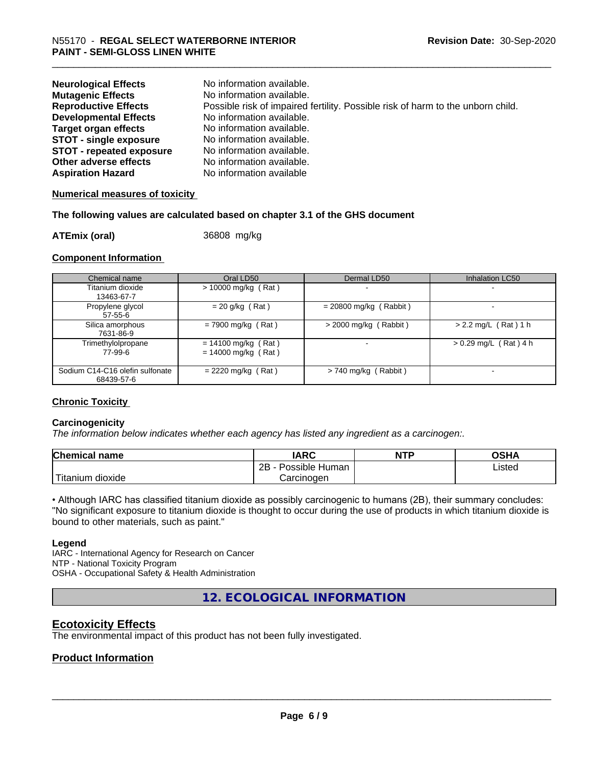| | |
|---|---|
| **Neurological Effects** | No information available. |
| **Mutagenic Effects** | No information available. |
| **Reproductive Effects** | Possible risk of impaired fertility. Possible risk of harm to the unborn child. |
| **Developmental Effects** | No information available. |
| **Target organ effects** | No information available. |
| **STOT - single exposure** | No information available. |
| **STOT - repeated exposure** | No information available. |
| **Other adverse effects** | No information available. |
| **Aspiration Hazard** | No information available |

**Numerical measures of toxicity**

**The following values are calculated based on chapter 3.1 of the GHS document**

**ATEmix (oral)** 36808 mg/kg

**Component Information**

| Chemical name | Oral LD50 | Dermal LD50 | Inhalation LC50 |
|---|---|---|---|
| Titanium dioxide<br>13463-67-7 | > 10000 mg/kg ( Rat ) | - | - |
| Propylene glycol<br>57-55-6 | = 20 g/kg ( Rat ) | = 20800 mg/kg ( Rabbit ) | - |
| Silica amorphous<br>7631-86-9 | = 7900 mg/kg ( Rat ) | > 2000 mg/kg ( Rabbit ) | > 2.2 mg/L ( Rat ) 1 h |
| Trimethylolpropane<br>77-99-6 | = 14100 mg/kg ( Rat )<br>= 14000 mg/kg ( Rat ) | - | > 0.29 mg/L ( Rat ) 4 h |
| Sodium C14-C16 olefin sulfonate<br>68439-57-6 | = 2220 mg/kg ( Rat ) | > 740 mg/kg ( Rabbit ) | - |

**Chronic Toxicity**

**Carcinogenicity**

*The information below indicates whether each agency has listed any ingredient as a carcinogen:.*

| Chemical name | IARC | NTP | OSHA |
|---|---|---|---|
| Titanium dioxide | 2B - Possible Human Carcinogen | | Listed |

• Although IARC has classified titanium dioxide as possibly carcinogenic to humans (2B), their summary concludes: "No significant exposure to titanium dioxide is thought to occur during the use of products in which titanium dioxide is bound to other materials, such as paint."

**Legend**

IARC - International Agency for Research on Cancer
NTP - National Toxicity Program
OSHA - Occupational Safety & Health Administration

## 12. ECOLOGICAL INFORMATION

## Ecotoxicity Effects

The environmental impact of this product has not been fully investigated.

## Product Information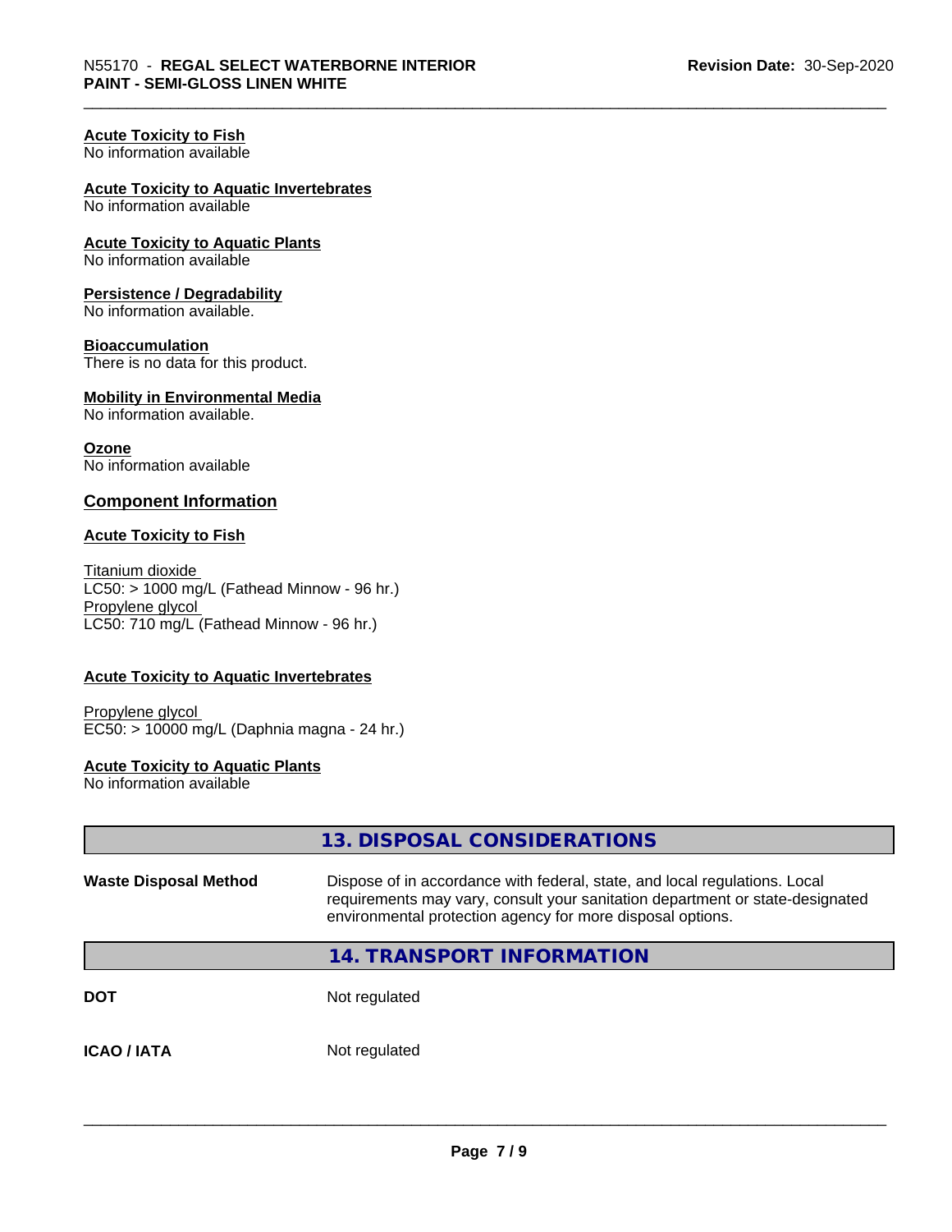**Acute Toxicity to Fish**
No information available

**Acute Toxicity to Aquatic Invertebrates**
No information available

**Acute Toxicity to Aquatic Plants**
No information available

**Persistence / Degradability**
No information available.

**Bioaccumulation**
There is no data for this product.

**Mobility in Environmental Media**
No information available.

**Ozone**
No information available

## Component Information

**Acute Toxicity to Fish**

Titanium dioxide
LC50: > 1000 mg/L (Fathead Minnow - 96 hr.)
Propylene glycol
LC50: 710 mg/L (Fathead Minnow - 96 hr.)

**Acute Toxicity to Aquatic Invertebrates**

Propylene glycol
EC50: > 10000 mg/L (Daphnia magna - 24 hr.)

**Acute Toxicity to Aquatic Plants**
No information available

## 13. DISPOSAL CONSIDERATIONS

**Waste Disposal Method** Dispose of in accordance with federal, state, and local regulations. Local requirements may vary, consult your sanitation department or state-designated environmental protection agency for more disposal options.

## 14. TRANSPORT INFORMATION

**DOT** Not regulated

**ICAO / IATA** Not regulated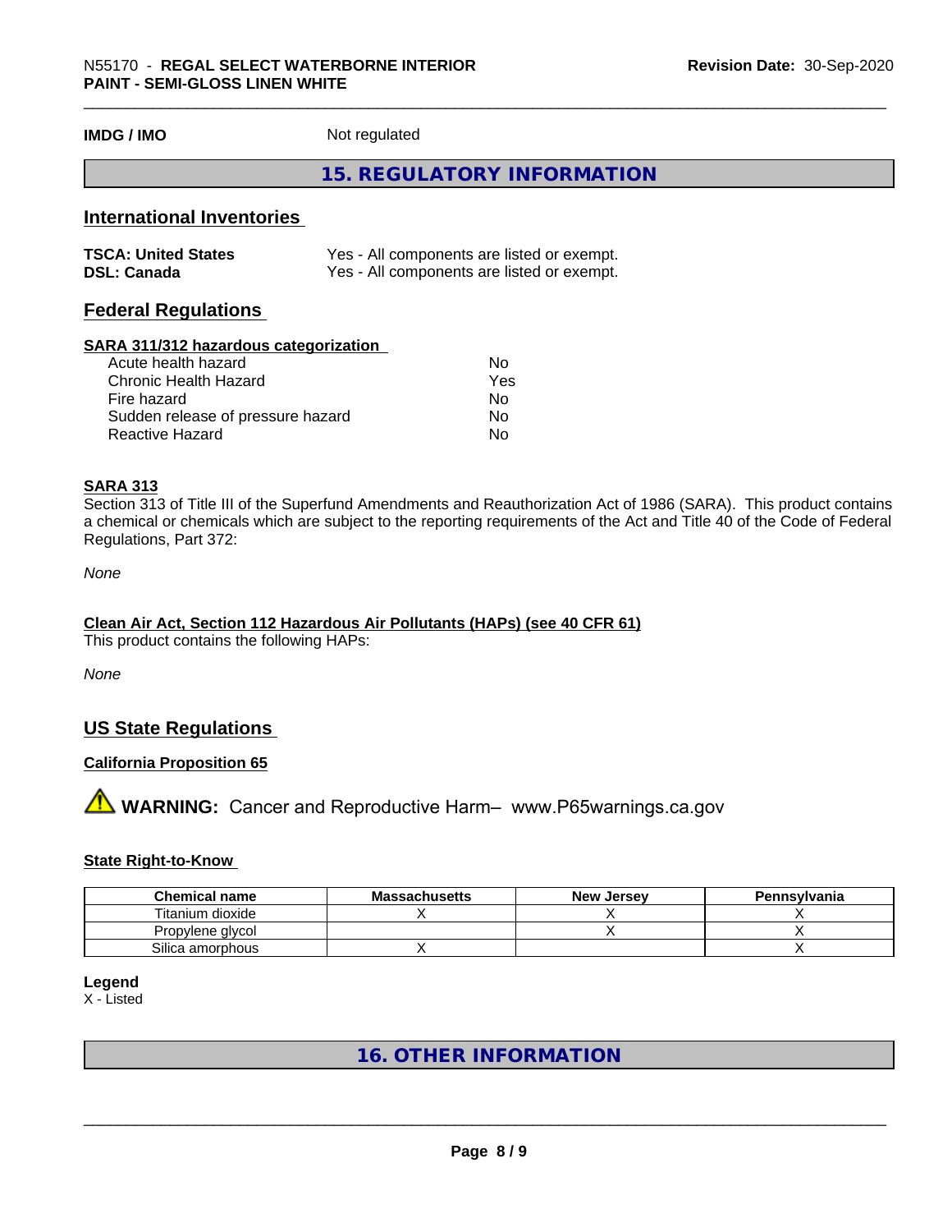**IMDG / IMO** Not regulated

## 15. REGULATORY INFORMATION

### International Inventories

| | |
|---|---|
| **TSCA: United States** | Yes - All components are listed or exempt. |
| **DSL: Canada** | Yes - All components are listed or exempt. |

### Federal Regulations

**SARA 311/312 hazardous categorization**

| | |
|---|---|
| Acute health hazard | No |
| Chronic Health Hazard | Yes |
| Fire hazard | No |
| Sudden release of pressure hazard | No |
| Reactive Hazard | No |

**SARA 313**

Section 313 of Title III of the Superfund Amendments and Reauthorization Act of 1986 (SARA). This product contains a chemical or chemicals which are subject to the reporting requirements of the Act and Title 40 of the Code of Federal Regulations, Part 372:

*None*

**Clean Air Act, Section 112 Hazardous Air Pollutants (HAPs) (see 40 CFR 61)**

This product contains the following HAPs:

*None*

### US State Regulations

**California Proposition 65**

⚠ **WARNING:** Cancer and Reproductive Harm– www.P65warnings.ca.gov

**State Right-to-Know**

| Chemical name | Massachusetts | New Jersey | Pennsylvania |
|---|---|---|---|
| Titanium dioxide | X | X | X |
| Propylene glycol | | X | X |
| Silica amorphous | X | | X |

**Legend**

X - Listed

## 16. OTHER INFORMATION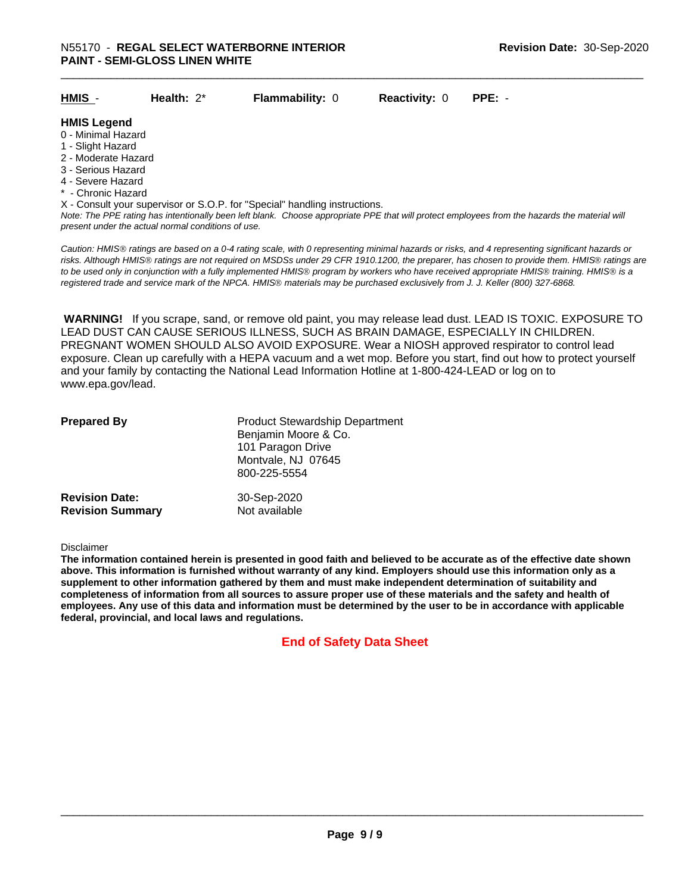| HMIS - | Health: 2* | Flammability: 0 | Reactivity: 0 | PPE: - |
|---|---|---|---|---|

**HMIS Legend**

0 - Minimal Hazard
1 - Slight Hazard
2 - Moderate Hazard
3 - Serious Hazard
4 - Severe Hazard
* - Chronic Hazard
X - Consult your supervisor or S.O.P. for "Special" handling instructions.

*Note: The PPE rating has intentionally been left blank. Choose appropriate PPE that will protect employees from the hazards the material will present under the actual normal conditions of use.*

*Caution: HMIS® ratings are based on a 0-4 rating scale, with 0 representing minimal hazards or risks, and 4 representing significant hazards or risks. Although HMIS® ratings are not required on MSDSs under 29 CFR 1910.1200, the preparer, has chosen to provide them. HMIS® ratings are to be used only in conjunction with a fully implemented HMIS® program by workers who have received appropriate HMIS® training. HMIS® is a registered trade and service mark of the NPCA. HMIS® materials may be purchased exclusively from J. J. Keller (800) 327-6868.*

**WARNING!** If you scrape, sand, or remove old paint, you may release lead dust. LEAD IS TOXIC. EXPOSURE TO LEAD DUST CAN CAUSE SERIOUS ILLNESS, SUCH AS BRAIN DAMAGE, ESPECIALLY IN CHILDREN. PREGNANT WOMEN SHOULD ALSO AVOID EXPOSURE. Wear a NIOSH approved respirator to control lead exposure. Clean up carefully with a HEPA vacuum and a wet mop. Before you start, find out how to protect yourself and your family by contacting the National Lead Information Hotline at 1-800-424-LEAD or log on to www.epa.gov/lead.

**Prepared By**
Product Stewardship Department
Benjamin Moore & Co.
101 Paragon Drive
Montvale, NJ 07645
800-225-5554

**Revision Date:** 30-Sep-2020
**Revision Summary** Not available

Disclaimer

**The information contained herein is presented in good faith and believed to be accurate as of the effective date shown above. This information is furnished without warranty of any kind. Employers should use this information only as a supplement to other information gathered by them and must make independent determination of suitability and completeness of information from all sources to assure proper use of these materials and the safety and health of employees. Any use of this data and information must be determined by the user to be in accordance with applicable federal, provincial, and local laws and regulations.**

**End of Safety Data Sheet**